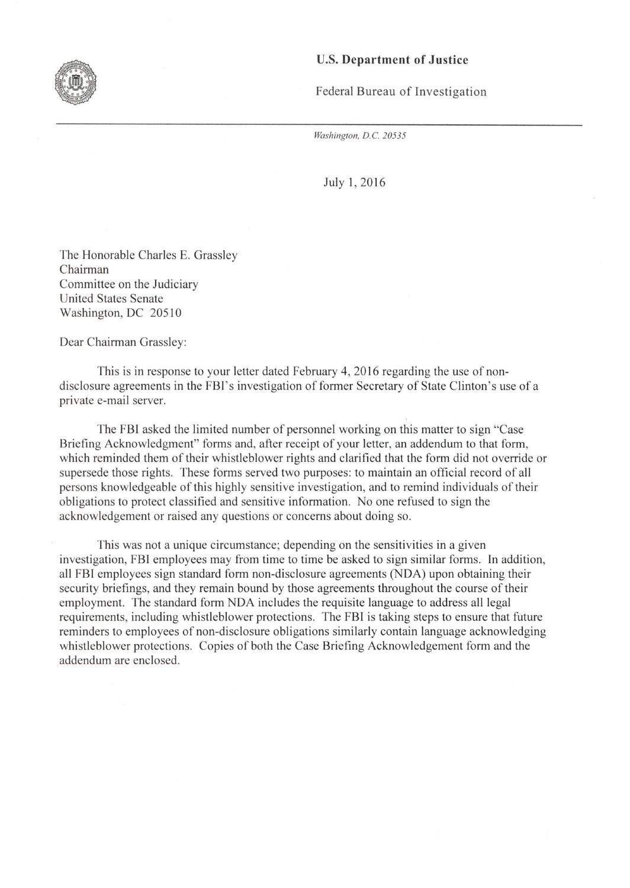**U.S. Department of Justice**

Federal Bureau of Investigation

*Washington, D.C. 20535*

July 1, 2016

The Honorable Charles E. Grassley
Chairman
Committee on the Judiciary
United States Senate
Washington, DC 20510

Dear Chairman Grassley:

This is in response to your letter dated February 4, 2016 regarding the use of non-disclosure agreements in the FBI's investigation of former Secretary of State Clinton's use of a private e-mail server.

The FBI asked the limited number of personnel working on this matter to sign "Case Briefing Acknowledgment" forms and, after receipt of your letter, an addendum to that form, which reminded them of their whistleblower rights and clarified that the form did not override or supersede those rights. These forms served two purposes: to maintain an official record of all persons knowledgeable of this highly sensitive investigation, and to remind individuals of their obligations to protect classified and sensitive information. No one refused to sign the acknowledgement or raised any questions or concerns about doing so.

This was not a unique circumstance; depending on the sensitivities in a given investigation, FBI employees may from time to time be asked to sign similar forms. In addition, all FBI employees sign standard form non-disclosure agreements (NDA) upon obtaining their security briefings, and they remain bound by those agreements throughout the course of their employment. The standard form NDA includes the requisite language to address all legal requirements, including whistleblower protections. The FBI is taking steps to ensure that future reminders to employees of non-disclosure obligations similarly contain language acknowledging whistleblower protections. Copies of both the Case Briefing Acknowledgement form and the addendum are enclosed.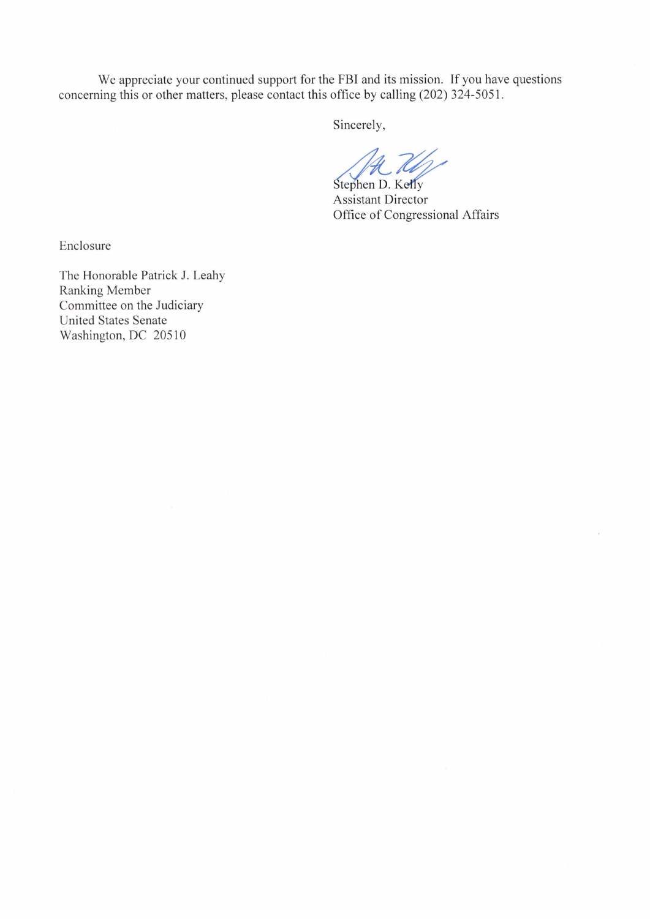We appreciate your continued support for the FBI and its mission. If you have questions concerning this or other matters, please contact this office by calling (202) 324-5051.

Sincerely,

Stephen D. Kelly
Assistant Director
Office of Congressional Affairs

Enclosure

The Honorable Patrick J. Leahy
Ranking Member
Committee on the Judiciary
United States Senate
Washington, DC 20510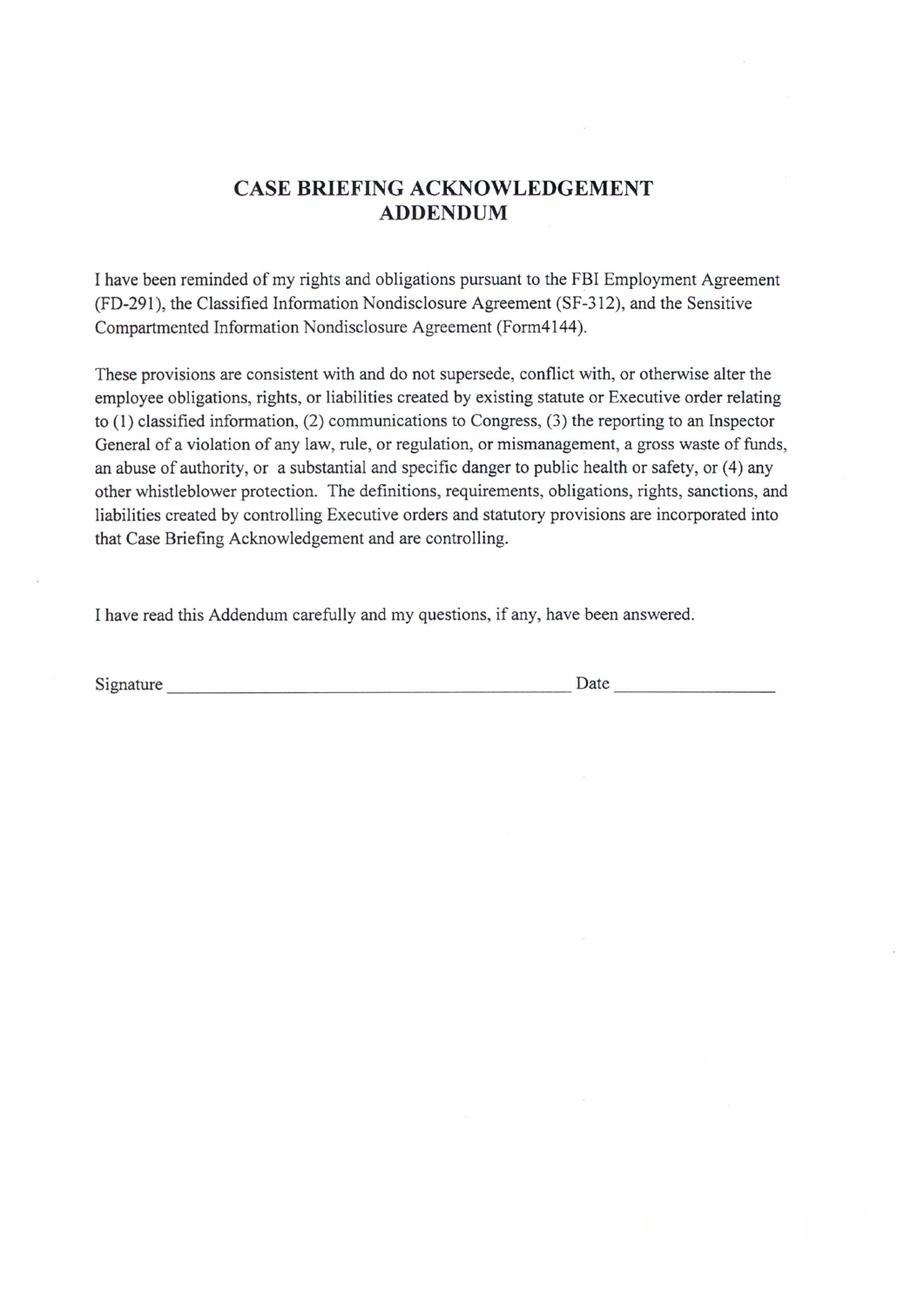# CASE BRIEFING ACKNOWLEDGEMENT ADDENDUM

I have been reminded of my rights and obligations pursuant to the FBI Employment Agreement (FD-291), the Classified Information Nondisclosure Agreement (SF-312), and the Sensitive Compartmented Information Nondisclosure Agreement (Form4144).

These provisions are consistent with and do not supersede, conflict with, or otherwise alter the employee obligations, rights, or liabilities created by existing statute or Executive order relating to (1) classified information, (2) communications to Congress, (3) the reporting to an Inspector General of a violation of any law, rule, or regulation, or mismanagement, a gross waste of funds, an abuse of authority, or a substantial and specific danger to public health or safety, or (4) any other whistleblower protection. The definitions, requirements, obligations, rights, sanctions, and liabilities created by controlling Executive orders and statutory provisions are incorporated into that Case Briefing Acknowledgement and are controlling.

I have read this Addendum carefully and my questions, if any, have been answered.

Signature ____________________________________________ Date _________________